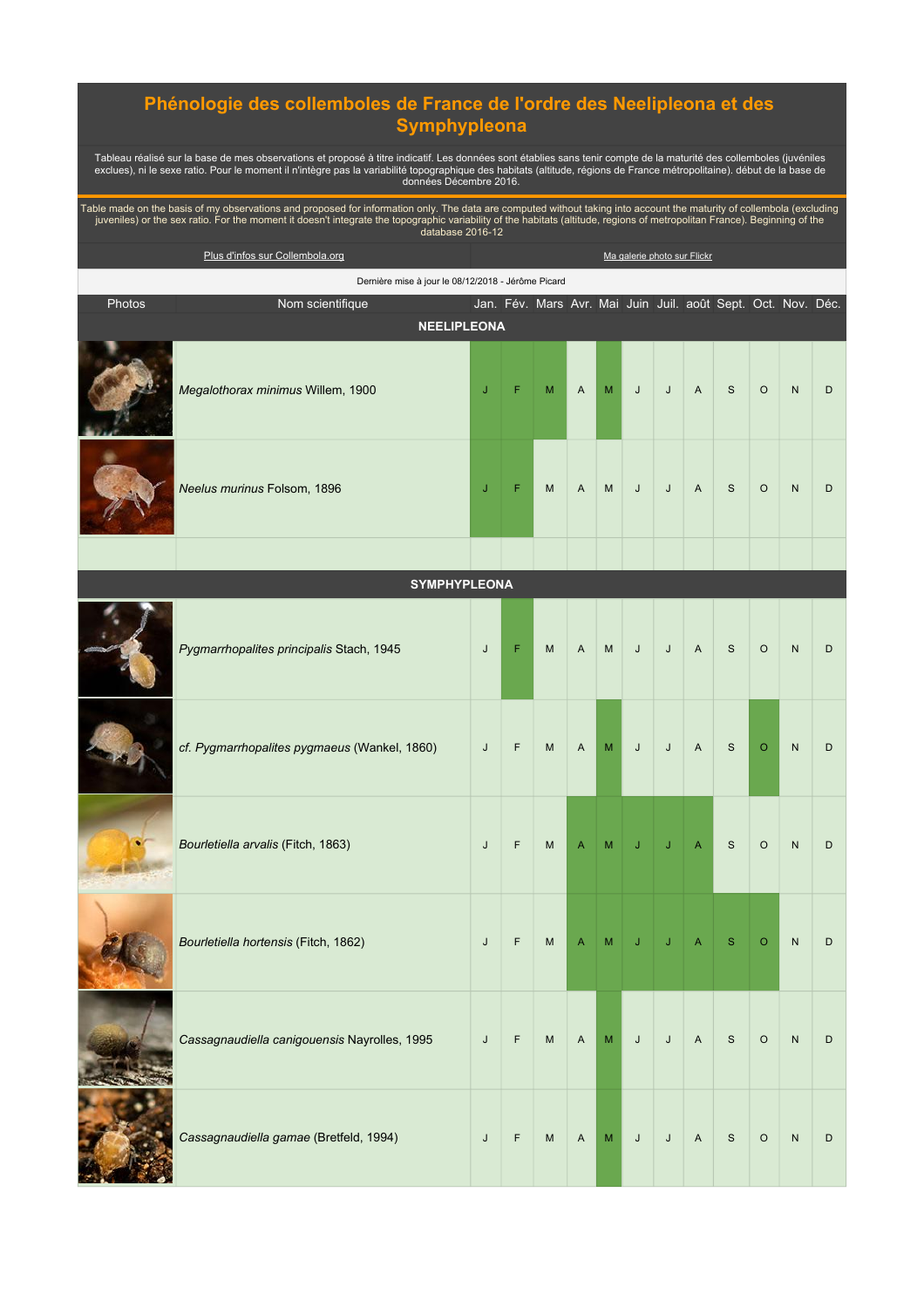# Phénologie des collemboles de France de l'ordre des Neelipleona et des Symphypleona

Tableau réalisé sur la base de mes observations et proposé à titre indicatif. Les données sont établies sans tenir compte de la maturité des collemboles (juvéniles exclues), ni le sexe ratio. Pour le moment il n'intègre pas la variabilité topographique des habitats (altitude, régions de France métropolitaine). début de la base de données Décembre 2016.

Table made on the basis of my observations and proposed for information only. The data are computed without taking into account the maturity of collembola (excluding juveniles) or the sex ratio. For the moment it doesn't integrate the topographic variability of the habitats (altitude, regions of metropolitan France). Beginning of the database 2016-12

Plus d'infos sur Collembola.org | Ma galerie photo sur Flickr

Dernière mise à jour le 08/12/2018 - Jérôme Picard

| Photos | Nom scientifique | Jan. | Fév. | Mars | Avr. | Mai | Juin | Juil. | août | Sept. | Oct. | Nov. | Déc. |
|---|---|---|---|---|---|---|---|---|---|---|---|---|---|
| | **NEELIPLEONA** | | | | | | | | | | | | |
| | *Megalothorax minimus* Willem, 1900 | J | F | M | A | M | J | J | A | S | O | N | D |
| | *Neelus murinus* Folsom, 1896 | J | F | M | A | M | J | J | A | S | O | N | D |
| | **SYMPHYPLEONA** | | | | | | | | | | | | |
| | *Pygmarrhopalites principalis* Stach, 1945 | J | F | M | A | M | J | J | A | S | O | N | D |
| | *cf. Pygmarrhopalites pygmaeus* (Wankel, 1860) | J | F | M | A | M | J | J | A | S | O | N | D |
| | *Bourletiella arvalis* (Fitch, 1863) | J | F | M | A | M | J | J | A | S | O | N | D |
| | *Bourletiella hortensis* (Fitch, 1862) | J | F | M | A | M | J | J | A | S | O | N | D |
| | *Cassagnaudiella canigouensis* Nayrolles, 1995 | J | F | M | A | M | J | J | A | S | O | N | D |
| | *Cassagnaudiella gamae* (Bretfeld, 1994) | J | F | M | A | M | J | J | A | S | O | N | D |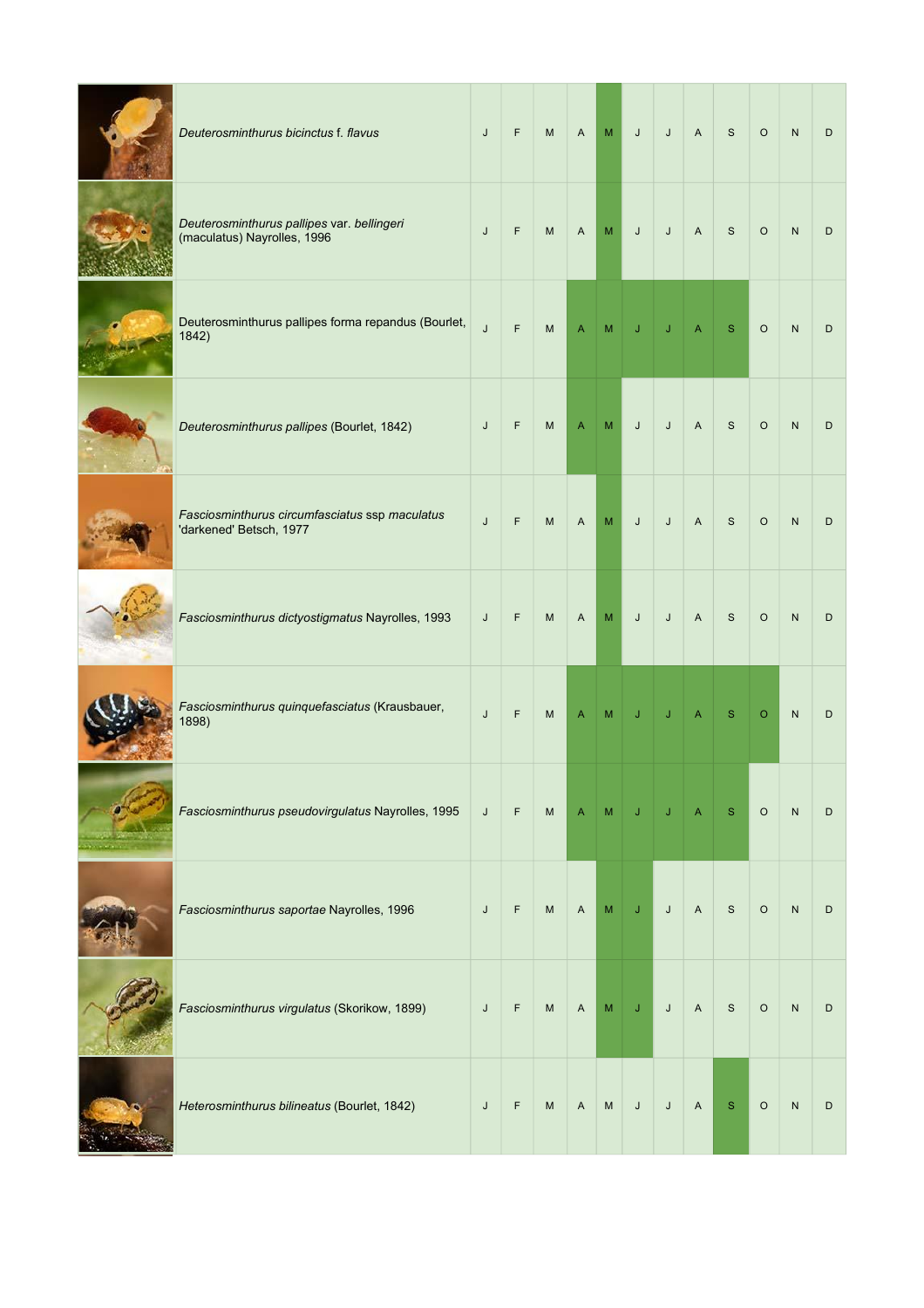| | | | | | | | | | | | |
|---|---|---|---|---|---|---|---|---|---|---|---|---|
| *Deuterosminthurus bicinctus* f. *flavus* | J | F | M | A | **M** | J | J | A | S | O | N | D |
| *Deuterosminthurus pallipes* var. *bellingeri* (maculatus) Nayrolles, 1996 | J | F | M | A | **M** | J | J | A | S | O | N | D |
| Deuterosminthurus pallipes forma repandus (Bourlet, 1842) | J | F | M | **A** | **M** | **J** | **J** | **A** | **S** | O | N | D |
| *Deuterosminthurus pallipes* (Bourlet, 1842) | J | F | M | **A** | **M** | J | J | A | S | O | N | D |
| *Fasciosminthurus circumfasciatus* ssp *maculatus* 'darkened' Betsch, 1977 | J | F | M | A | **M** | J | J | A | S | O | N | D |
| *Fasciosminthurus dictyostigmatus* Nayrolles, 1993 | J | F | M | A | **M** | J | J | A | S | O | N | D |
| *Fasciosminthurus quinquefasciatus* (Krausbauer, 1898) | J | F | M | **A** | **M** | **J** | **J** | **A** | **S** | **O** | N | D |
| *Fasciosminthurus pseudovirgulatus* Nayrolles, 1995 | J | F | M | **A** | **M** | **J** | **J** | **A** | **S** | O | N | D |
| *Fasciosminthurus saportae* Nayrolles, 1996 | J | F | M | A | **M** | **J** | J | A | S | O | N | D |
| *Fasciosminthurus virgulatus* (Skorikow, 1899) | J | F | M | A | **M** | **J** | J | A | S | O | N | D |
| *Heterosminthurus bilineatus* (Bourlet, 1842) | J | F | M | A | M | J | J | A | **S** | O | N | D |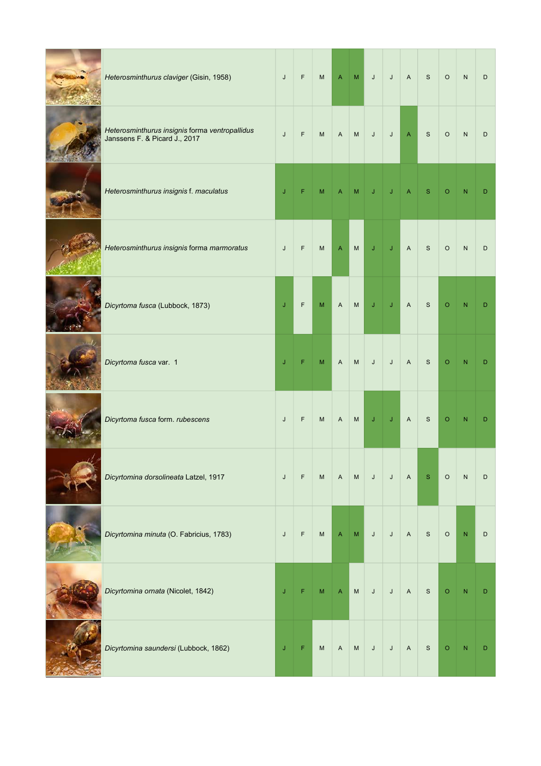| | | | | | | | | | | | | |
|---|---|---|---|---|---|---|---|---|---|---|---|---|
| *Heterosminthurus claviger* (Gisin, 1958) | J | F | M | **A** | **M** | J | J | A | S | O | N | D |
| *Heterosminthurus insignis* forma *ventropallidus* Janssens F. & Picard J., 2017 | J | F | M | A | M | J | J | **A** | S | O | N | D |
| *Heterosminthurus insignis* f. *maculatus* | **J** | **F** | **M** | **A** | **M** | **J** | **J** | **A** | **S** | **O** | **N** | **D** |
| *Heterosminthurus insignis* forma *marmoratus* | J | F | M | **A** | M | **J** | **J** | A | S | O | N | D |
| *Dicyrtoma fusca* (Lubbock, 1873) | **J** | F | **M** | A | M | **J** | **J** | A | S | **O** | **N** | **D** |
| *Dicyrtoma fusca* var. 1 | **J** | **F** | **M** | A | M | J | J | A | S | **O** | **N** | **D** |
| *Dicyrtoma fusca* form. *rubescens* | J | F | M | A | M | **J** | **J** | A | S | **O** | **N** | **D** |
| *Dicyrtomina dorsolineata* Latzel, 1917 | J | F | M | A | M | J | J | A | **S** | O | N | D |
| *Dicyrtomina minuta* (O. Fabricius, 1783) | J | F | M | **A** | **M** | J | J | A | S | O | **N** | D |
| *Dicyrtomina ornata* (Nicolet, 1842) | **J** | **F** | **M** | **A** | M | J | J | A | S | **O** | **N** | **D** |
| *Dicyrtomina saundersi* (Lubbock, 1862) | **J** | **F** | M | A | M | J | J | A | S | **O** | **N** | **D** |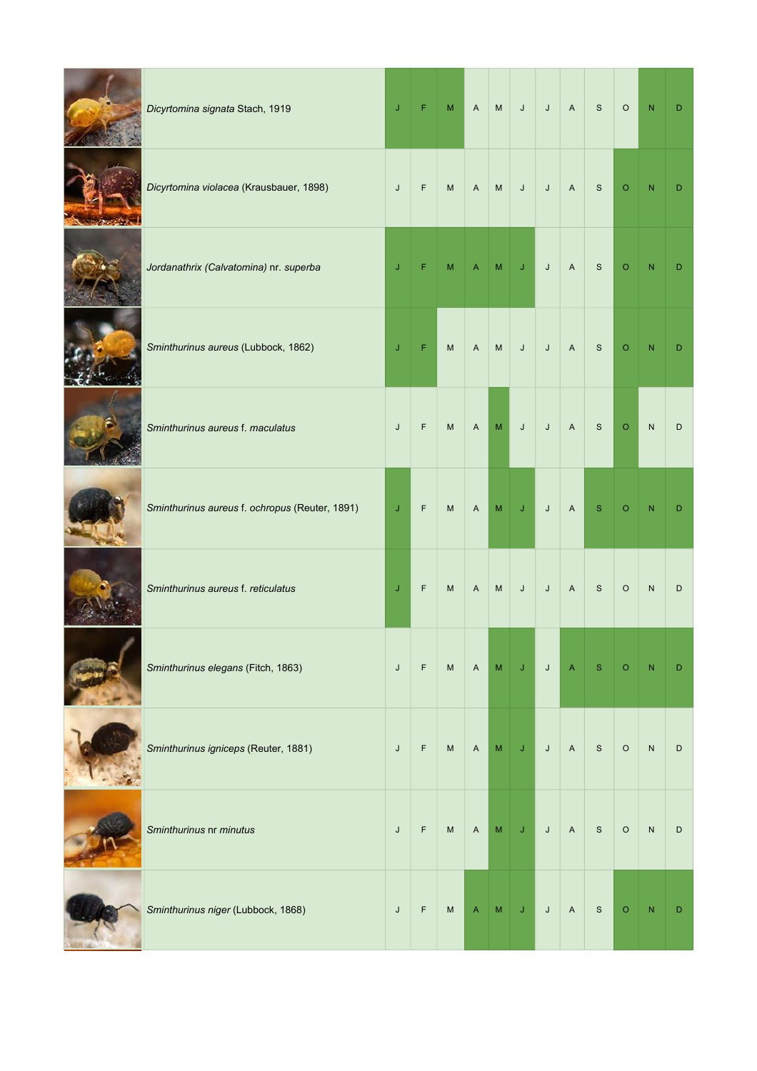| | | | | | | | | | | | | |
|---|---|---|---|---|---|---|---|---|---|---|---|---|
| *Dicyrtomina signata* Stach, 1919 | **J** | **F** | **M** | A | M | J | J | A | S | O | **N** | **D** |
| *Dicyrtomina violacea* (Krausbauer, 1898) | J | F | M | A | M | J | J | A | S | **O** | **N** | **D** |
| *Jordanathrix (Calvatomina)* nr. *superba* | **J** | **F** | **M** | **A** | **M** | **J** | J | A | S | **O** | **N** | **D** |
| *Sminthurinus aureus* (Lubbock, 1862) | **J** | **F** | M | A | M | J | J | A | S | **O** | **N** | **D** |
| *Sminthurinus aureus* f. *maculatus* | J | F | M | A | **M** | J | J | A | S | **O** | N | D |
| *Sminthurinus aureus* f. *ochropus* (Reuter, 1891) | **J** | F | M | A | **M** | **J** | J | A | **S** | **O** | **N** | **D** |
| *Sminthurinus aureus* f. *reticulatus* | **J** | F | M | A | M | J | J | A | S | O | N | D |
| *Sminthurinus elegans* (Fitch, 1863) | J | F | M | A | **M** | **J** | J | **A** | **S** | **O** | **N** | **D** |
| *Sminthurinus igniceps* (Reuter, 1881) | J | F | M | A | **M** | **J** | J | A | S | O | N | D |
| *Sminthurinus* nr *minutus* | J | F | M | A | **M** | **J** | J | A | S | O | N | D |
| *Sminthurinus niger* (Lubbock, 1868) | J | F | M | **A** | **M** | **J** | J | A | S | **O** | **N** | **D** |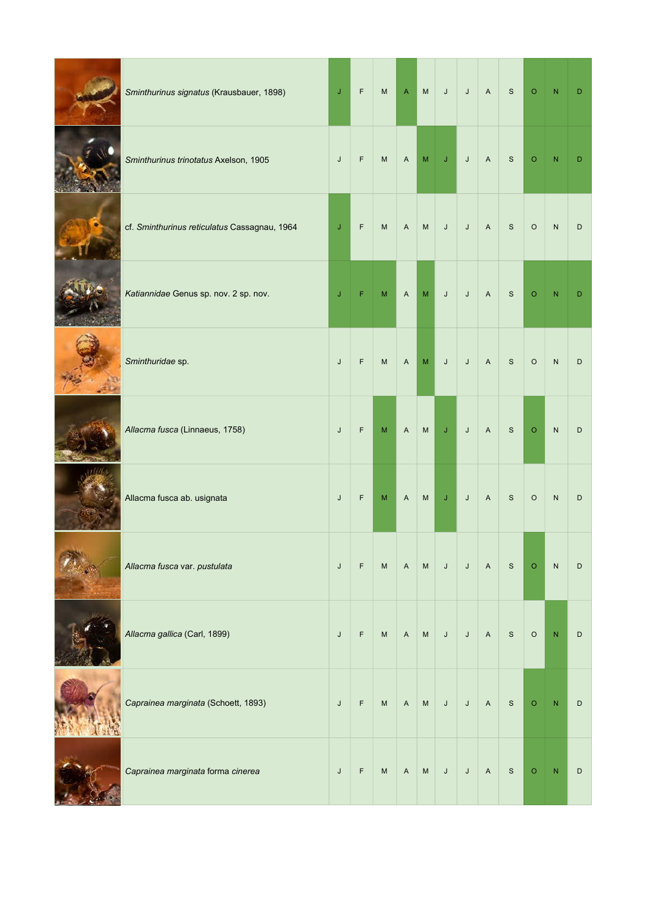| *Sminthurinus signatus* (Krausbauer, 1898) | **J** | F | M | **A** | M | J | J | A | S | **O** | **N** | **D** |
|---|---|---|---|---|---|---|---|---|---|---|---|---|
| *Sminthurinus trinotatus* Axelson, 1905 | J | F | M | A | **M** | **J** | J | A | S | **O** | **N** | **D** |
| cf. *Sminthurinus reticulatus* Cassagnau, 1964 | **J** | F | M | A | M | J | J | A | S | O | N | D |
| *Katiannidae* Genus sp. nov. 2 sp. nov. | **J** | **F** | **M** | A | **M** | J | J | A | S | **O** | **N** | **D** |
| *Sminthuridae* sp. | J | F | M | A | **M** | J | J | A | S | O | N | D |
| *Allacma fusca* (Linnaeus, 1758) | J | F | **M** | A | M | **J** | J | A | S | **O** | N | D |
| Allacma fusca ab. usignata | J | F | **M** | A | M | **J** | J | A | S | O | N | D |
| *Allacma fusca* var. *pustulata* | J | F | M | A | M | J | J | A | S | **O** | N | D |
| *Allacma gallica* (Carl, 1899) | J | F | M | A | M | J | J | A | S | O | **N** | D |
| *Caprainea marginata* (Schoett, 1893) | J | F | M | A | M | J | J | A | S | **O** | **N** | D |
| *Caprainea marginata* forma *cinerea* | J | F | M | A | M | J | J | A | S | **O** | **N** | D |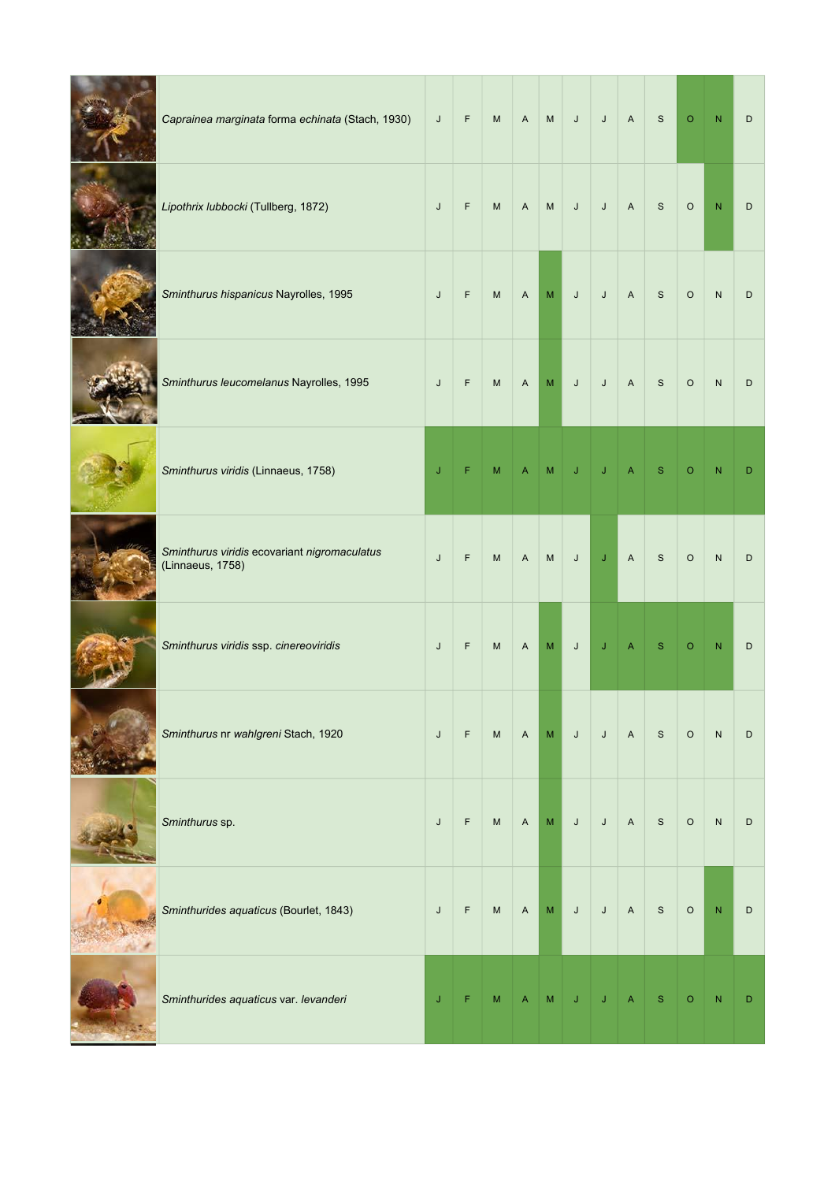| | Species | | | | | | | | | | | | |
|---|---|---|---|---|---|---|---|---|---|---|---|---|---|
| | *Caprainea marginata* forma *echinata* (Stach, 1930) | J | F | M | A | M | J | J | A | S | **O** | **N** | D |
| | *Lipothrix lubbocki* (Tullberg, 1872) | J | F | M | A | M | J | J | A | S | O | **N** | D |
| | *Sminthurus hispanicus* Nayrolles, 1995 | J | F | M | A | **M** | J | J | A | S | O | N | D |
| | *Sminthurus leucomelanus* Nayrolles, 1995 | J | F | M | A | **M** | J | J | A | S | O | N | D |
| | *Sminthurus viridis* (Linnaeus, 1758) | **J** | **F** | **M** | **A** | **M** | **J** | **J** | **A** | **S** | **O** | **N** | **D** |
| | *Sminthurus viridis* ecovariant *nigromaculatus* (Linnaeus, 1758) | J | F | M | A | M | J | **J** | A | S | O | N | D |
| | *Sminthurus viridis* ssp. *cinereoviridis* | J | F | M | A | **M** | J | **J** | **A** | **S** | **O** | **N** | D |
| | *Sminthurus* nr *wahlgreni* Stach, 1920 | J | F | M | A | **M** | J | J | A | S | O | N | D |
| | *Sminthurus* sp. | J | F | M | A | **M** | J | J | A | S | O | N | D |
| | *Sminthurides aquaticus* (Bourlet, 1843) | J | F | M | A | **M** | J | J | A | S | O | **N** | D |
| | *Sminthurides aquaticus* var. *levanderi* | **J** | **F** | **M** | **A** | **M** | **J** | **J** | **A** | **S** | **O** | **N** | **D** |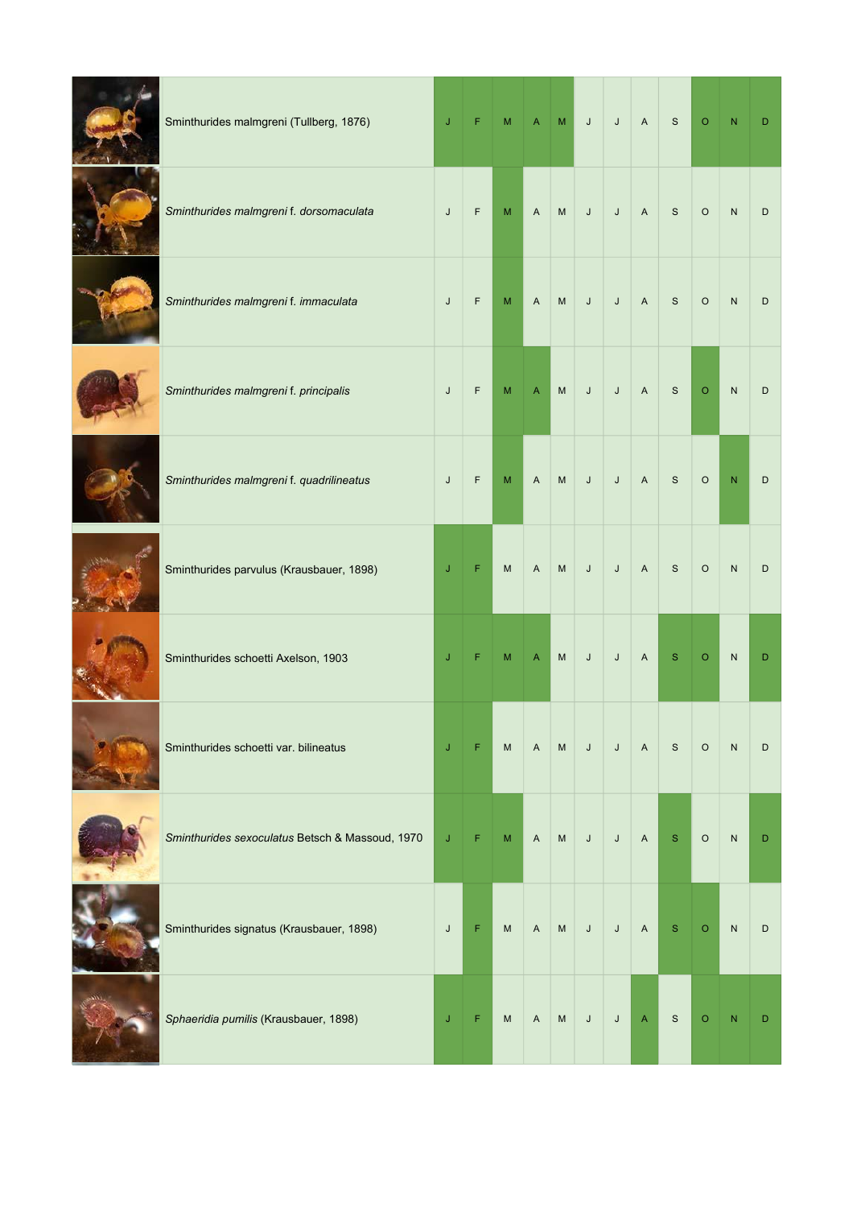Months shown in **bold** are those highlighted in green on the page.

| Species | | | | | | | | | | | | |
|---|---|---|---|---|---|---|---|---|---|---|---|---|
| Sminthurides malmgreni (Tullberg, 1876) | **J** | **F** | **M** | **A** | **M** | J | J | A | S | **O** | **N** | **D** |
| *Sminthurides malmgreni* f. *dorsomaculata* | J | F | **M** | A | M | J | J | A | S | O | N | D |
| *Sminthurides malmgreni* f. *immaculata* | J | F | **M** | A | M | J | J | A | S | O | N | D |
| *Sminthurides malmgreni* f. *principalis* | J | F | **M** | **A** | M | J | J | A | S | **O** | N | D |
| *Sminthurides malmgreni* f. *quadrilineatus* | J | F | **M** | A | M | J | J | A | S | O | **N** | D |
| Sminthurides parvulus (Krausbauer, 1898) | **J** | **F** | M | A | M | J | J | A | S | O | N | D |
| Sminthurides schoetti Axelson, 1903 | **J** | **F** | **M** | **A** | M | J | J | A | **S** | **O** | N | **D** |
| Sminthurides schoetti var. bilineatus | **J** | **F** | M | A | M | J | J | A | S | O | N | D |
| *Sminthurides sexoculatus* Betsch & Massoud, 1970 | **J** | **F** | **M** | A | M | J | J | A | **S** | O | N | **D** |
| Sminthurides signatus (Krausbauer, 1898) | J | **F** | M | A | M | J | J | A | **S** | **O** | N | D |
| *Sphaeridia pumilis* (Krausbauer, 1898) | **J** | **F** | M | A | M | J | J | **A** | S | **O** | **N** | **D** |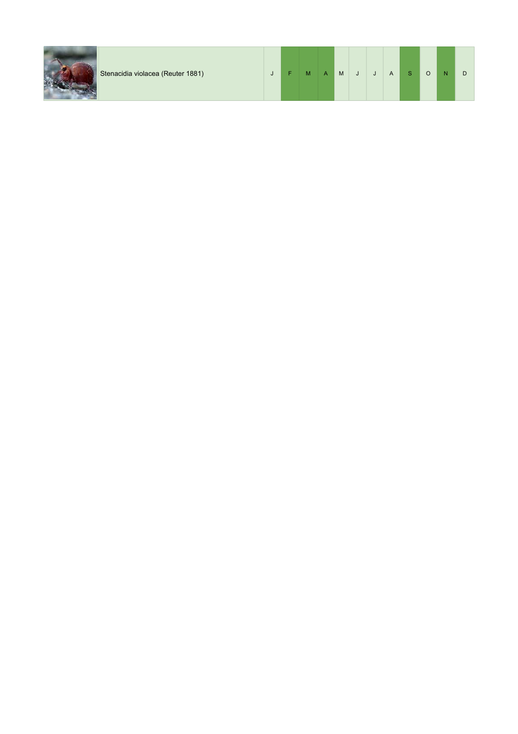| | | | | | | | | | | | | | |
|---|---|---|---|---|---|---|---|---|---|---|---|---|---|
| | Stenacidia violacea (Reuter 1881) | J | F | M | A | M | J | J | A | S | O | N | D |